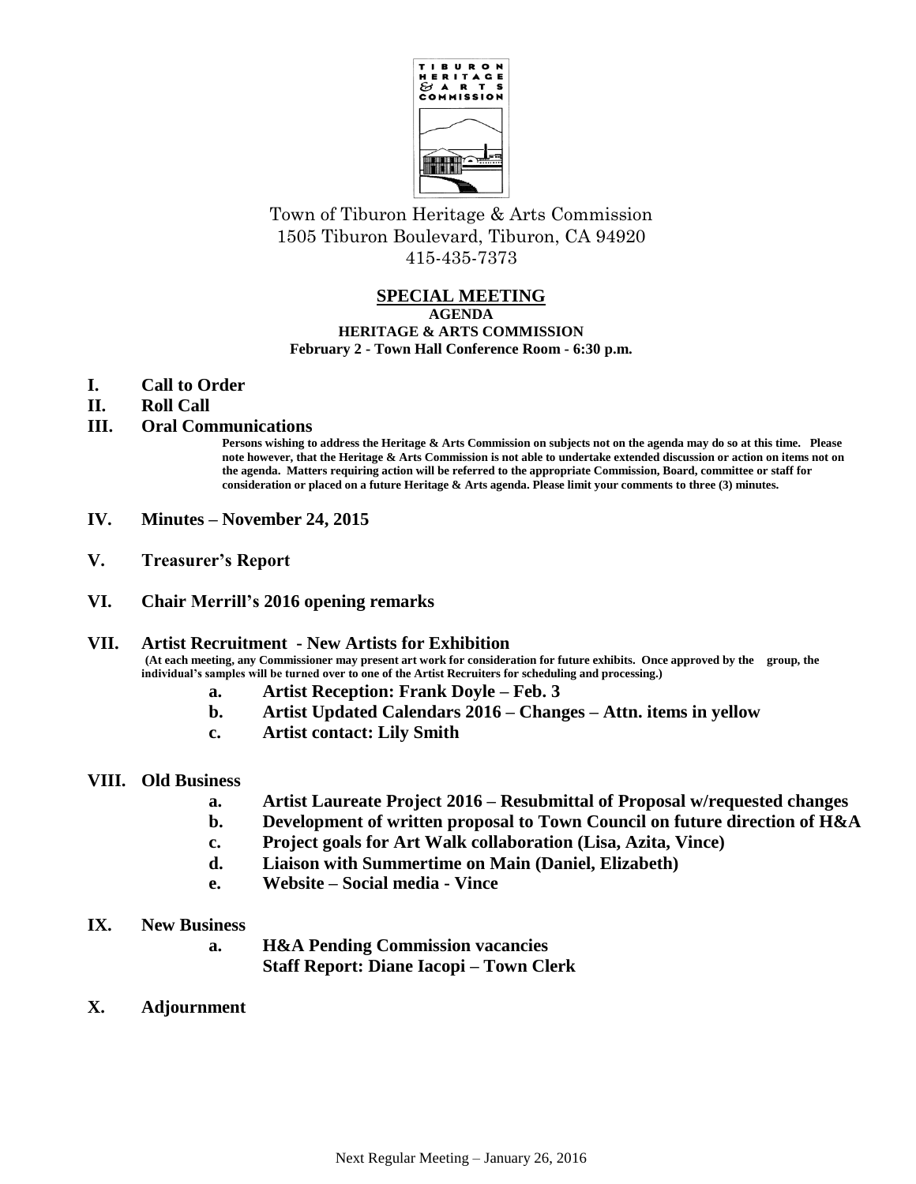TIBURON HERITAGE & ARTS COMMISSION

Town of Tiburon Heritage & Arts Commission
1505 Tiburon Boulevard, Tiburon, CA 94920
415-435-7373

## SPECIAL MEETING

**AGENDA**
**HERITAGE & ARTS COMMISSION**
**February 2 - Town Hall Conference Room - 6:30 p.m.**

**I. Call to Order**

**II. Roll Call**

**III. Oral Communications**

**Persons wishing to address the Heritage & Arts Commission on subjects not on the agenda may do so at this time. Please note however, that the Heritage & Arts Commission is not able to undertake extended discussion or action on items not on the agenda. Matters requiring action will be referred to the appropriate Commission, Board, committee or staff for consideration or placed on a future Heritage & Arts agenda. Please limit your comments to three (3) minutes.**

**IV. Minutes – November 24, 2015**

**V. Treasurer's Report**

**VI. Chair Merrill's 2016 opening remarks**

**VII. Artist Recruitment - New Artists for Exhibition**

**(At each meeting, any Commissioner may present art work for consideration for future exhibits. Once approved by the group, the individual's samples will be turned over to one of the Artist Recruiters for scheduling and processing.)**

- **a. Artist Reception: Frank Doyle – Feb. 3**
- **b. Artist Updated Calendars 2016 – Changes – Attn. items in yellow**
- **c. Artist contact: Lily Smith**

**VIII. Old Business**

- **a. Artist Laureate Project 2016 – Resubmittal of Proposal w/requested changes**
- **b. Development of written proposal to Town Council on future direction of H&A**
- **c. Project goals for Art Walk collaboration (Lisa, Azita, Vince)**
- **d. Liaison with Summertime on Main (Daniel, Elizabeth)**
- **e. Website – Social media - Vince**

**IX. New Business**

- **a. H&A Pending Commission vacancies**
  **Staff Report: Diane Iacopi – Town Clerk**

**X. Adjournment**

Next Regular Meeting – January 26, 2016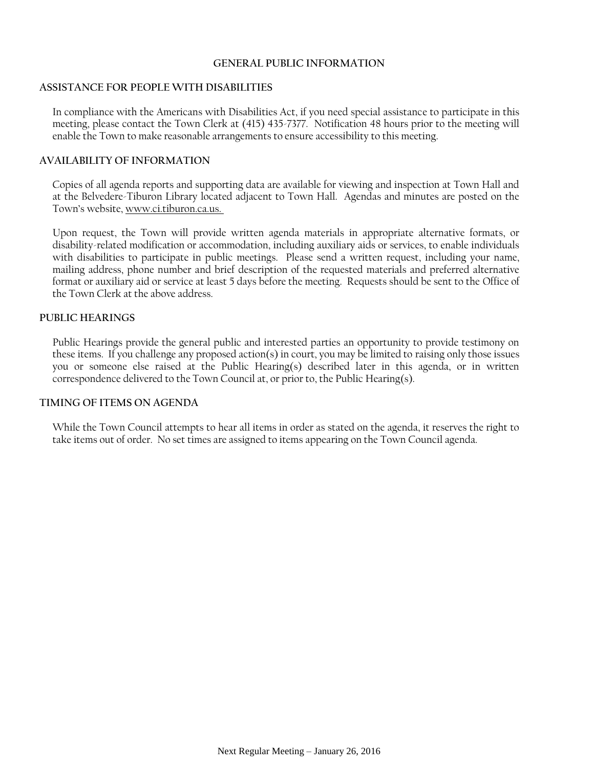## GENERAL PUBLIC INFORMATION

### ASSISTANCE FOR PEOPLE WITH DISABILITIES

In compliance with the Americans with Disabilities Act, if you need special assistance to participate in this meeting, please contact the Town Clerk at (415) 435-7377. Notification 48 hours prior to the meeting will enable the Town to make reasonable arrangements to ensure accessibility to this meeting.

### AVAILABILITY OF INFORMATION

Copies of all agenda reports and supporting data are available for viewing and inspection at Town Hall and at the Belvedere-Tiburon Library located adjacent to Town Hall. Agendas and minutes are posted on the Town's website, www.ci.tiburon.ca.us.

Upon request, the Town will provide written agenda materials in appropriate alternative formats, or disability-related modification or accommodation, including auxiliary aids or services, to enable individuals with disabilities to participate in public meetings. Please send a written request, including your name, mailing address, phone number and brief description of the requested materials and preferred alternative format or auxiliary aid or service at least 5 days before the meeting. Requests should be sent to the Office of the Town Clerk at the above address.

### PUBLIC HEARINGS

Public Hearings provide the general public and interested parties an opportunity to provide testimony on these items. If you challenge any proposed action(s) in court, you may be limited to raising only those issues you or someone else raised at the Public Hearing(s) described later in this agenda, or in written correspondence delivered to the Town Council at, or prior to, the Public Hearing(s).

### TIMING OF ITEMS ON AGENDA

While the Town Council attempts to hear all items in order as stated on the agenda, it reserves the right to take items out of order. No set times are assigned to items appearing on the Town Council agenda.

Next Regular Meeting – January 26, 2016